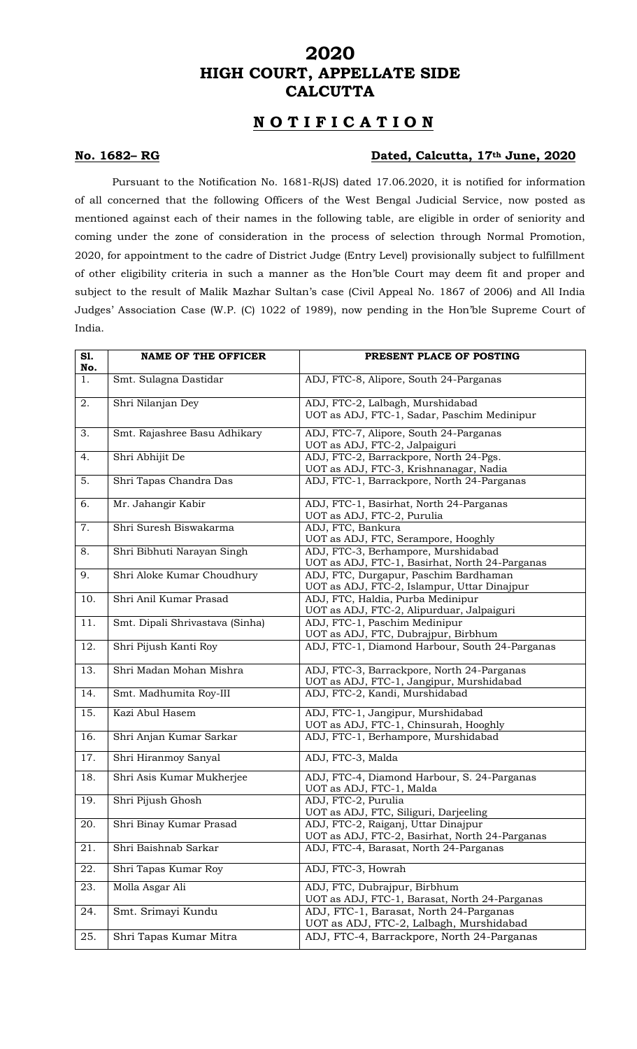# 2020
# HIGH COURT, APPELLATE SIDE
# CALCUTTA

## N O T I F I C A T I O N

**No. 1682– RG** **Dated, Calcutta, 17th June, 2020**

Pursuant to the Notification No. 1681-R(JS) dated 17.06.2020, it is notified for information of all concerned that the following Officers of the West Bengal Judicial Service, now posted as mentioned against each of their names in the following table, are eligible in order of seniority and coming under the zone of consideration in the process of selection through Normal Promotion, 2020, for appointment to the cadre of District Judge (Entry Level) provisionally subject to fulfillment of other eligibility criteria in such a manner as the Hon'ble Court may deem fit and proper and subject to the result of Malik Mazhar Sultan's case (Civil Appeal No. 1867 of 2006) and All India Judges' Association Case (W.P. (C) 1022 of 1989), now pending in the Hon'ble Supreme Court of India.

| Sl. No. | NAME OF THE OFFICER | PRESENT PLACE OF POSTING |
|---|---|---|
| 1. | Smt. Sulagna Dastidar | ADJ, FTC-8, Alipore, South 24-Parganas |
| 2. | Shri Nilanjan Dey | ADJ, FTC-2, Lalbagh, Murshidabad<br>UOT as ADJ, FTC-1, Sadar, Paschim Medinipur |
| 3. | Smt. Rajashree Basu Adhikary | ADJ, FTC-7, Alipore, South 24-Parganas<br>UOT as ADJ, FTC-2, Jalpaiguri |
| 4. | Shri Abhijit De | ADJ, FTC-2, Barrackpore, North 24-Pgs.<br>UOT as ADJ, FTC-3, Krishnanagar, Nadia |
| 5. | Shri Tapas Chandra Das | ADJ, FTC-1, Barrackpore, North 24-Parganas |
| 6. | Mr. Jahangir Kabir | ADJ, FTC-1, Basirhat, North 24-Parganas<br>UOT as ADJ, FTC-2, Purulia |
| 7. | Shri Suresh Biswakarma | ADJ, FTC, Bankura<br>UOT as ADJ, FTC, Serampore, Hooghly |
| 8. | Shri Bibhuti Narayan Singh | ADJ, FTC-3, Berhampore, Murshidabad<br>UOT as ADJ, FTC-1, Basirhat, North 24-Parganas |
| 9. | Shri Aloke Kumar Choudhury | ADJ, FTC, Durgapur, Paschim Bardhaman<br>UOT as ADJ, FTC-2, Islampur, Uttar Dinajpur |
| 10. | Shri Anil Kumar Prasad | ADJ, FTC, Haldia, Purba Medinipur<br>UOT as ADJ, FTC-2, Alipurduar, Jalpaiguri |
| 11. | Smt. Dipali Shrivastava (Sinha) | ADJ, FTC-1, Paschim Medinipur<br>UOT as ADJ, FTC, Dubrajpur, Birbhum |
| 12. | Shri Pijush Kanti Roy | ADJ, FTC-1, Diamond Harbour, South 24-Parganas |
| 13. | Shri Madan Mohan Mishra | ADJ, FTC-3, Barrackpore, North 24-Parganas<br>UOT as ADJ, FTC-1, Jangipur, Murshidabad |
| 14. | Smt. Madhumita Roy-III | ADJ, FTC-2, Kandi, Murshidabad |
| 15. | Kazi Abul Hasem | ADJ, FTC-1, Jangipur, Murshidabad<br>UOT as ADJ, FTC-1, Chinsurah, Hooghly |
| 16. | Shri Anjan Kumar Sarkar | ADJ, FTC-1, Berhampore, Murshidabad |
| 17. | Shri Hiranmoy Sanyal | ADJ, FTC-3, Malda |
| 18. | Shri Asis Kumar Mukherjee | ADJ, FTC-4, Diamond Harbour, S. 24-Parganas<br>UOT as ADJ, FTC-1, Malda |
| 19. | Shri Pijush Ghosh | ADJ, FTC-2, Purulia<br>UOT as ADJ, FTC, Siliguri, Darjeeling |
| 20. | Shri Binay Kumar Prasad | ADJ, FTC-2, Raiganj, Uttar Dinajpur<br>UOT as ADJ, FTC-2, Basirhat, North 24-Parganas |
| 21. | Shri Baishnab Sarkar | ADJ, FTC-4, Barasat, North 24-Parganas |
| 22. | Shri Tapas Kumar Roy | ADJ, FTC-3, Howrah |
| 23. | Molla Asgar Ali | ADJ, FTC, Dubrajpur, Birbhum<br>UOT as ADJ, FTC-1, Barasat, North 24-Parganas |
| 24. | Smt. Srimayi Kundu | ADJ, FTC-1, Barasat, North 24-Parganas<br>UOT as ADJ, FTC-2, Lalbagh, Murshidabad |
| 25. | Shri Tapas Kumar Mitra | ADJ, FTC-4, Barrackpore, North 24-Parganas |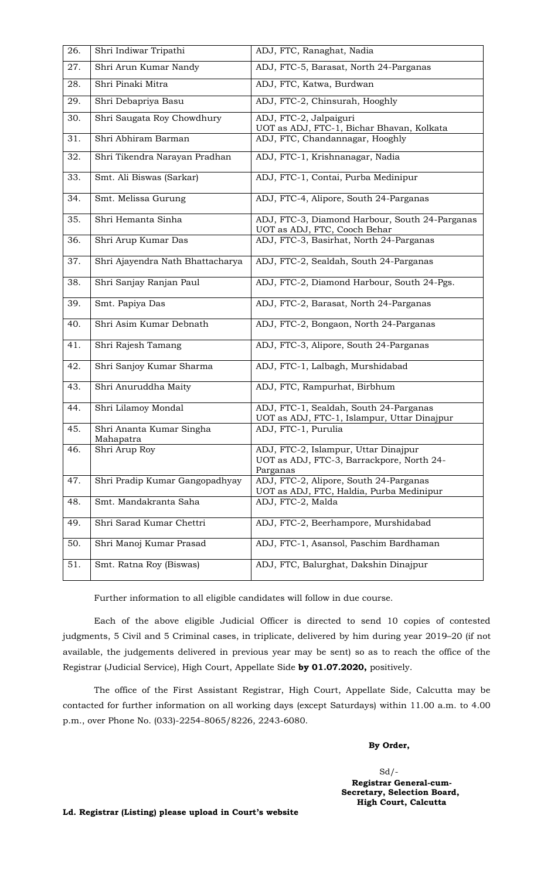| 26. | Shri Indiwar Tripathi | ADJ, FTC, Ranaghat, Nadia |
|---|---|---|
| 27. | Shri Arun Kumar Nandy | ADJ, FTC-5, Barasat, North 24-Parganas |
| 28. | Shri Pinaki Mitra | ADJ, FTC, Katwa, Burdwan |
| 29. | Shri Debapriya Basu | ADJ, FTC-2, Chinsurah, Hooghly |
| 30. | Shri Saugata Roy Chowdhury | ADJ, FTC-2, Jalpaiguri<br>UOT as ADJ, FTC-1, Bichar Bhavan, Kolkata |
| 31. | Shri Abhiram Barman | ADJ, FTC, Chandannagar, Hooghly |
| 32. | Shri Tikendra Narayan Pradhan | ADJ, FTC-1, Krishnanagar, Nadia |
| 33. | Smt. Ali Biswas (Sarkar) | ADJ, FTC-1, Contai, Purba Medinipur |
| 34. | Smt. Melissa Gurung | ADJ, FTC-4, Alipore, South 24-Parganas |
| 35. | Shri Hemanta Sinha | ADJ, FTC-3, Diamond Harbour, South 24-Parganas<br>UOT as ADJ, FTC, Cooch Behar |
| 36. | Shri Arup Kumar Das | ADJ, FTC-3, Basirhat, North 24-Parganas |
| 37. | Shri Ajayendra Nath Bhattacharya | ADJ, FTC-2, Sealdah, South 24-Parganas |
| 38. | Shri Sanjay Ranjan Paul | ADJ, FTC-2, Diamond Harbour, South 24-Pgs. |
| 39. | Smt. Papiya Das | ADJ, FTC-2, Barasat, North 24-Parganas |
| 40. | Shri Asim Kumar Debnath | ADJ, FTC-2, Bongaon, North 24-Parganas |
| 41. | Shri Rajesh Tamang | ADJ, FTC-3, Alipore, South 24-Parganas |
| 42. | Shri Sanjoy Kumar Sharma | ADJ, FTC-1, Lalbagh, Murshidabad |
| 43. | Shri Anuruddha Maity | ADJ, FTC, Rampurhat, Birbhum |
| 44. | Shri Lilamoy Mondal | ADJ, FTC-1, Sealdah, South 24-Parganas<br>UOT as ADJ, FTC-1, Islampur, Uttar Dinajpur |
| 45. | Shri Ananta Kumar Singha Mahapatra | ADJ, FTC-1, Purulia |
| 46. | Shri Arup Roy | ADJ, FTC-2, Islampur, Uttar Dinajpur<br>UOT as ADJ, FTC-3, Barrackpore, North 24-Parganas |
| 47. | Shri Pradip Kumar Gangopadhyay | ADJ, FTC-2, Alipore, South 24-Parganas<br>UOT as ADJ, FTC, Haldia, Purba Medinipur |
| 48. | Smt. Mandakranta Saha | ADJ, FTC-2, Malda |
| 49. | Shri Sarad Kumar Chettri | ADJ, FTC-2, Beerhampore, Murshidabad |
| 50. | Shri Manoj Kumar Prasad | ADJ, FTC-1, Asansol, Paschim Bardhaman |
| 51. | Smt. Ratna Roy (Biswas) | ADJ, FTC, Balurghat, Dakshin Dinajpur |

Further information to all eligible candidates will follow in due course.

Each of the above eligible Judicial Officer is directed to send 10 copies of contested judgments, 5 Civil and 5 Criminal cases, in triplicate, delivered by him during year 2019–20 (if not available, the judgements delivered in previous year may be sent) so as to reach the office of the Registrar (Judicial Service), High Court, Appellate Side **by 01.07.2020,** positively.

The office of the First Assistant Registrar, High Court, Appellate Side, Calcutta may be contacted for further information on all working days (except Saturdays) within 11.00 a.m. to 4.00 p.m., over Phone No. (033)-2254-8065/8226, 2243-6080.

**By Order,**

Sd/-
**Registrar General-cum-Secretary, Selection Board, High Court, Calcutta**

**Ld. Registrar (Listing) please upload in Court's website**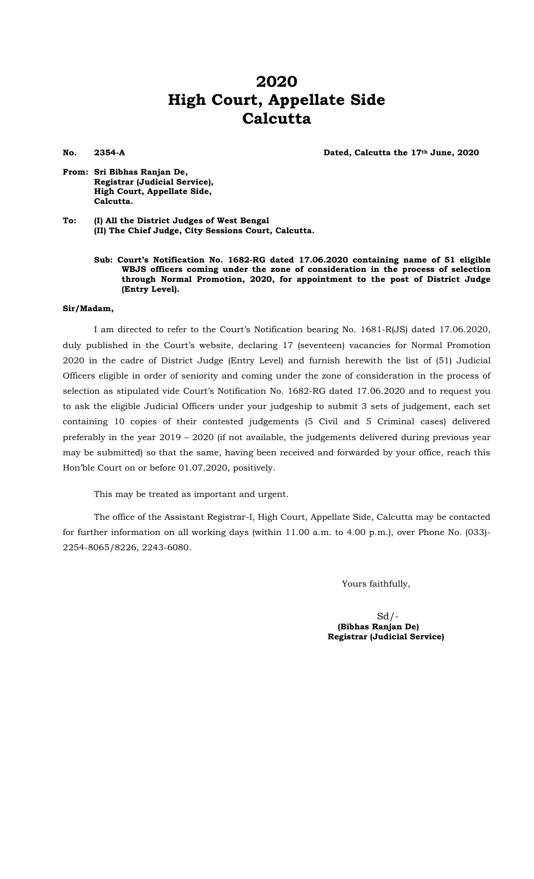# 2020
# High Court, Appellate Side
# Calcutta

**No. 2354-A** **Dated, Calcutta the 17th June, 2020**

**From: Sri Bibhas Ranjan De,**
**Registrar (Judicial Service),**
**High Court, Appellate Side,**
**Calcutta.**

**To: (I) All the District Judges of West Bengal**
**(II) The Chief Judge, City Sessions Court, Calcutta.**

**Sub: Court's Notification No. 1682-RG dated 17.06.2020 containing name of 51 eligible WBJS officers coming under the zone of consideration in the process of selection through Normal Promotion, 2020, for appointment to the post of District Judge (Entry Level).**

**Sir/Madam,**

I am directed to refer to the Court's Notification bearing No. 1681-R(JS) dated 17.06.2020, duly published in the Court's website, declaring 17 (seventeen) vacancies for Normal Promotion 2020 in the cadre of District Judge (Entry Level) and furnish herewith the list of (51) Judicial Officers eligible in order of seniority and coming under the zone of consideration in the process of selection as stipulated vide Court's Notification No. 1682-RG dated 17.06.2020 and to request you to ask the eligible Judicial Officers under your judgeship to submit 3 sets of judgement, each set containing 10 copies of their contested judgements (5 Civil and 5 Criminal cases) delivered preferably in the year 2019 – 2020 (if not available, the judgements delivered during previous year may be submitted) so that the same, having been received and forwarded by your office, reach this Hon'ble Court on or before 01.07.2020, positively.

This may be treated as important and urgent.

The office of the Assistant Registrar-I, High Court, Appellate Side, Calcutta may be contacted for further information on all working days (within 11.00 a.m. to 4.00 p.m.), over Phone No. (033)-2254-8065/8226, 2243-6080.

Yours faithfully,

Sd/-
**(Bibhas Ranjan De)**
**Registrar (Judicial Service)**